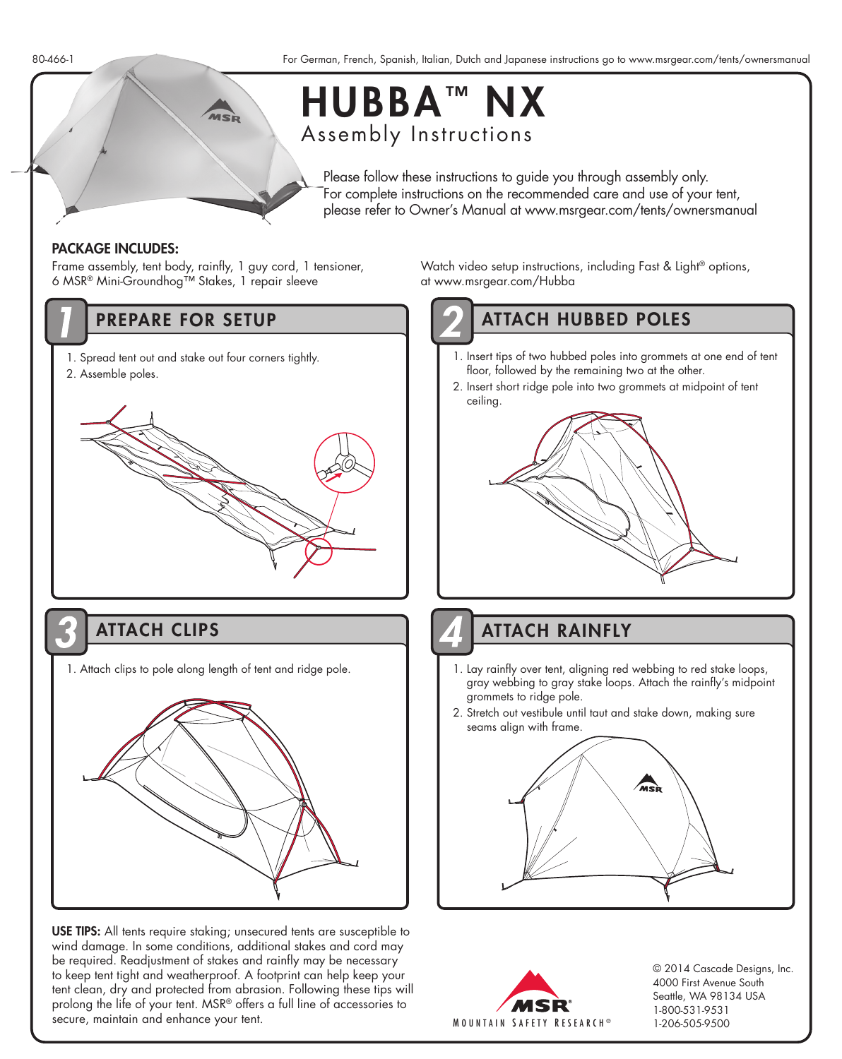80-466-1

For German, French, Spanish, Italian, Dutch and Japanese instructions go to www.msrgear.com/tents/ownersmanual

# HUBBA™ NX

## Assembly Instructions

Please follow these instructions to guide you through assembly only. For complete instructions on the recommended care and use of your tent, please refer to Owner's Manual at www.msrgear.com/tents/ownersmanual

**PACKAGE INCLUDES:**
Frame assembly, tent body, rainfly, 1 guy cord, 1 tensioner, 6 MSR® Mini-Groundhog™ Stakes, 1 repair sleeve

Watch video setup instructions, including Fast & Light® options, at www.msrgear.com/Hubba

## 1 PREPARE FOR SETUP

1. Spread tent out and stake out four corners tightly.
2. Assemble poles.

## 2 ATTACH HUBBED POLES

1. Insert tips of two hubbed poles into grommets at one end of tent floor, followed by the remaining two at the other.
2. Insert short ridge pole into two grommets at midpoint of tent ceiling.

## 3 ATTACH CLIPS

1. Attach clips to pole along length of tent and ridge pole.

## 4 ATTACH RAINFLY

1. Lay rainfly over tent, aligning red webbing to red stake loops, gray webbing to gray stake loops. Attach the rainfly's midpoint grommets to ridge pole.
2. Stretch out vestibule until taut and stake down, making sure seams align with frame.

**USE TIPS:** All tents require staking; unsecured tents are susceptible to wind damage. In some conditions, additional stakes and cord may be required. Readjustment of stakes and rainfly may be necessary to keep tent tight and weatherproof. A footprint can help keep your tent clean, dry and protected from abrasion. Following these tips will prolong the life of your tent. MSR® offers a full line of accessories to secure, maintain and enhance your tent.

MSR® MOUNTAIN SAFETY RESEARCH®

© 2014 Cascade Designs, Inc.
4000 First Avenue South
Seattle, WA 98134 USA
1-800-531-9531
1-206-505-9500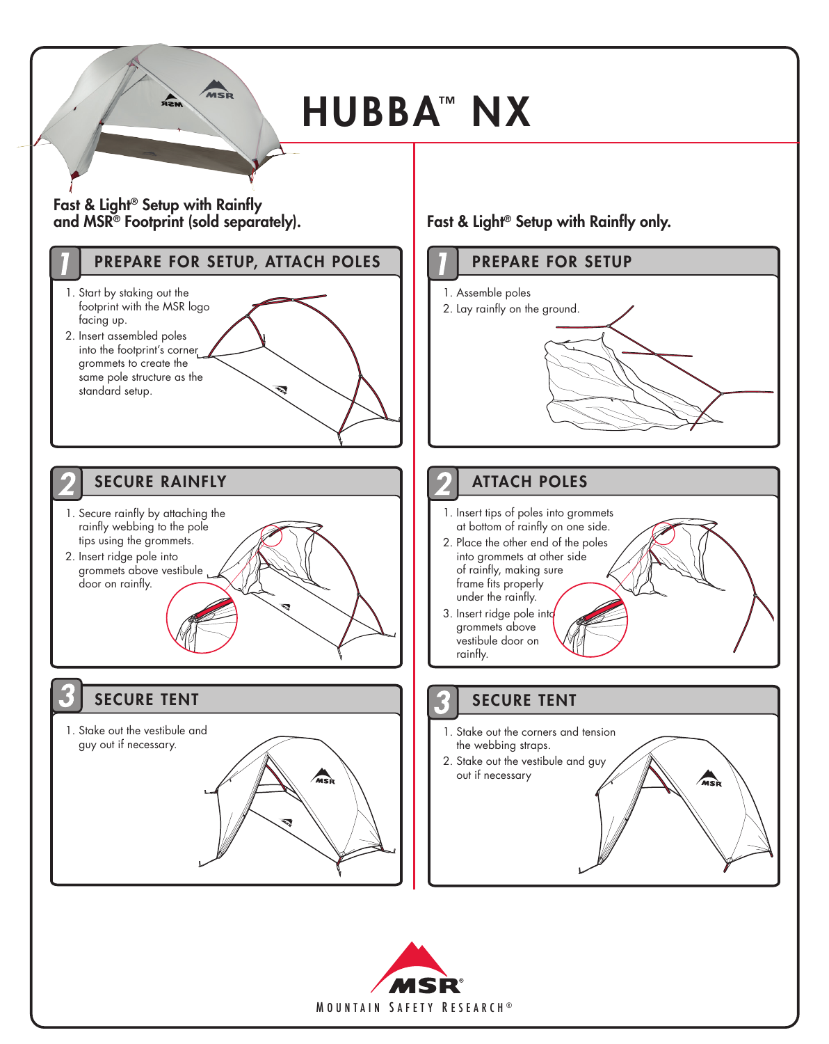# HUBBA™ NX

## Fast & Light® Setup with Rainfly and MSR® Footprint (sold separately).

### 1 PREPARE FOR SETUP, ATTACH POLES

1. Start by staking out the footprint with the MSR logo facing up.
2. Insert assembled poles into the footprint's corner grommets to create the same pole structure as the standard setup.

### 2 SECURE RAINFLY

1. Secure rainfly by attaching the rainfly webbing to the pole tips using the grommets.
2. Insert ridge pole into grommets above vestibule door on rainfly.

### 3 SECURE TENT

1. Stake out the vestibule and guy out if necessary.

## Fast & Light® Setup with Rainfly only.

### 1 PREPARE FOR SETUP

1. Assemble poles
2. Lay rainfly on the ground.

### 2 ATTACH POLES

1. Insert tips of poles into grommets at bottom of rainfly on one side.
2. Place the other end of the poles into grommets at other side of rainfly, making sure frame fits properly under the rainfly.
3. Insert ridge pole into grommets above vestibule door on rainfly.

### 3 SECURE TENT

1. Stake out the corners and tension the webbing straps.
2. Stake out the vestibule and guy out if necessary

MSR®
MOUNTAIN SAFETY RESEARCH®